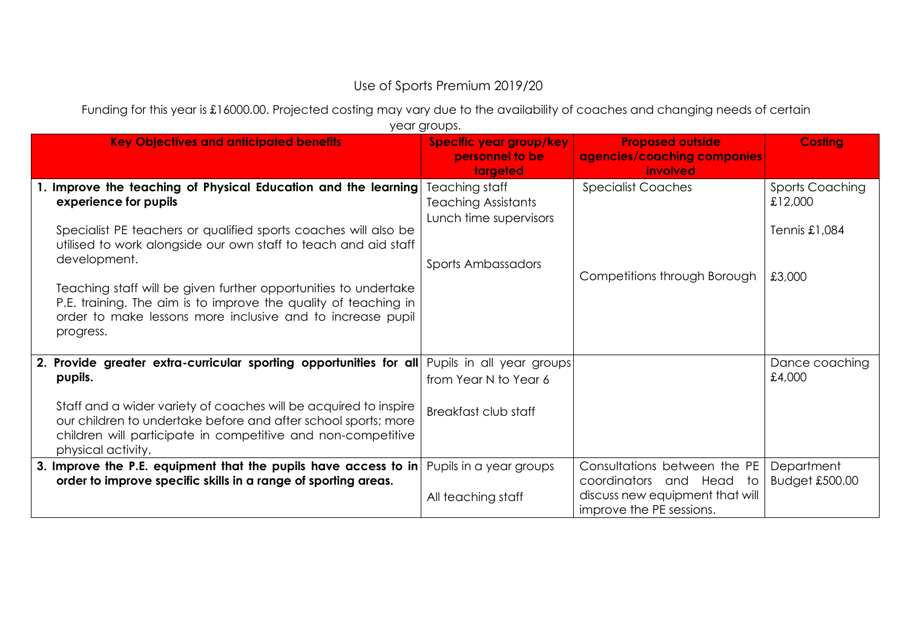# Use of Sports Premium 2019/20

Funding for this year is £16000.00. Projected costing may vary due to the availability of coaches and changing needs of certain year groups.

| Key Objectives and anticipated benefits | Specific year group/key personnel to be targeted | Proposed outside agencies/coaching companies involved | Costing |
|---|---|---|---|
| **1. Improve the teaching of Physical Education and the learning experience for pupils**<br><br>Specialist PE teachers or qualified sports coaches will also be utilised to work alongside our own staff to teach and aid staff development.<br><br>Teaching staff will be given further opportunities to undertake P.E. training. The aim is to improve the quality of teaching in order to make lessons more inclusive and to increase pupil progress. | Teaching staff<br>Teaching Assistants<br>Lunch time supervisors<br><br>Sports Ambassadors | Specialist Coaches<br><br>Competitions through Borough | Sports Coaching £12,000<br><br>Tennis £1,084<br><br>£3,000 |
| **2. Provide greater extra-curricular sporting opportunities for all pupils.**<br><br>Staff and a wider variety of coaches will be acquired to inspire our children to undertake before and after school sports; more children will participate in competitive and non-competitive physical activity. | Pupils in all year groups from Year N to Year 6<br><br>Breakfast club staff | | Dance coaching £4,000 |
| **3. Improve the P.E. equipment that the pupils have access to in order to improve specific skills in a range of sporting areas.** | Pupils in a year groups<br><br>All teaching staff | Consultations between the PE coordinators and Head to discuss new equipment that will improve the PE sessions. | Department Budget £500.00 |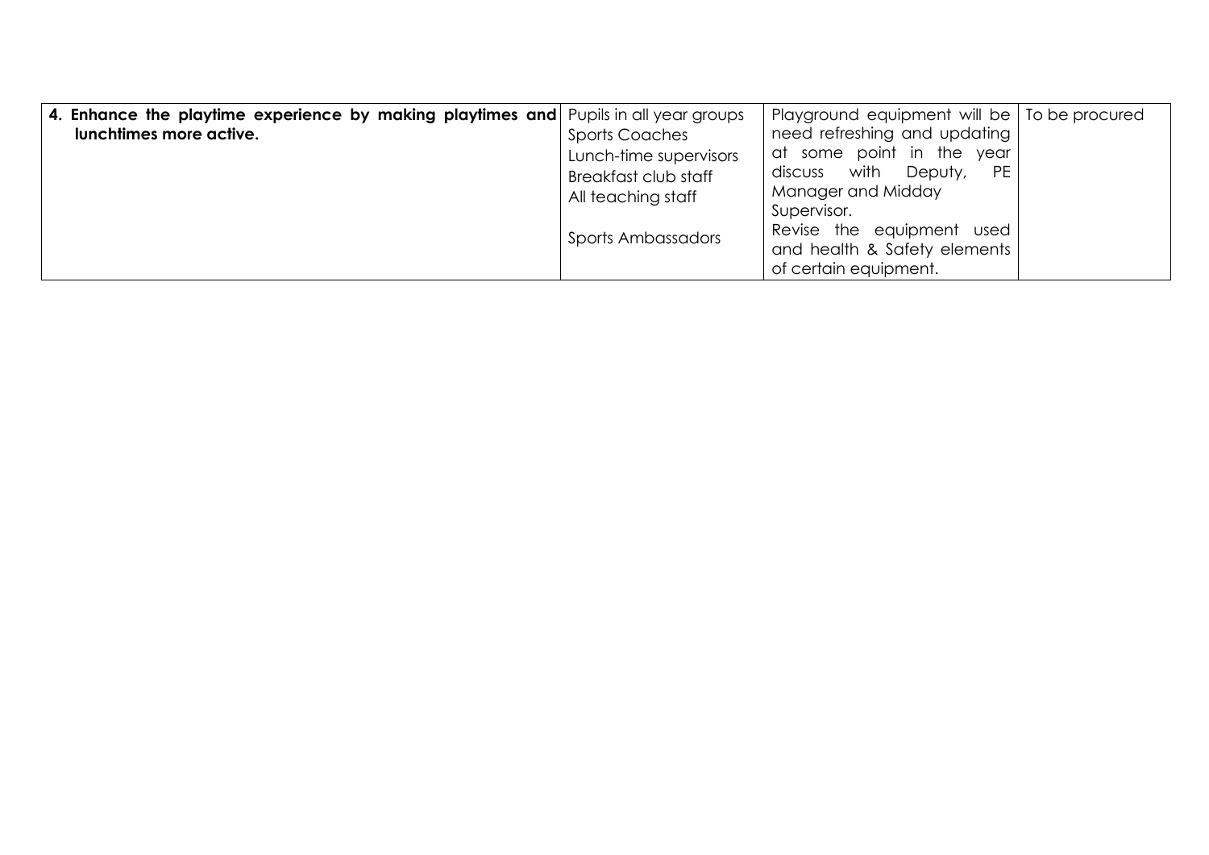| | | | |
|---|---|---|---|
| **4. Enhance the playtime experience by making playtimes and lunchtimes more active.** | Pupils in all year groups<br>Sports Coaches<br>Lunch-time supervisors<br>Breakfast club staff<br>All teaching staff<br><br>Sports Ambassadors | Playground equipment will be need refreshing and updating at some point in the year discuss with Deputy, PE Manager and Midday Supervisor.<br>Revise the equipment used and health & Safety elements of certain equipment. | To be procured |